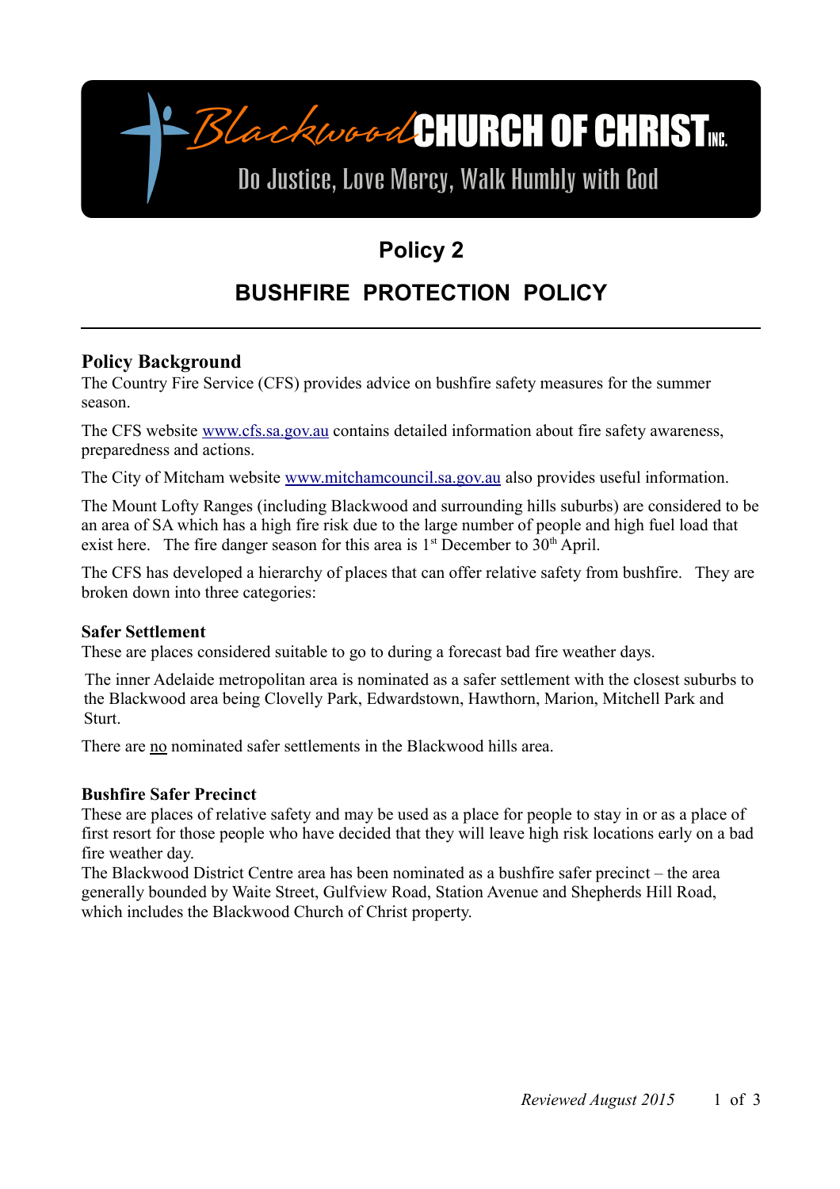Blackwood CHURCH OF CHRIST INC.

Do Justice, Love Mercy, Walk Humbly with God

# Policy 2

# BUSHFIRE PROTECTION POLICY

---

## Policy Background

The Country Fire Service (CFS) provides advice on bushfire safety measures for the summer season.

The CFS website www.cfs.sa.gov.au contains detailed information about fire safety awareness, preparedness and actions.

The City of Mitcham website www.mitchamcouncil.sa.gov.au also provides useful information.

The Mount Lofty Ranges (including Blackwood and surrounding hills suburbs) are considered to be an area of SA which has a high fire risk due to the large number of people and high fuel load that exist here. The fire danger season for this area is 1st December to 30th April.

The CFS has developed a hierarchy of places that can offer relative safety from bushfire. They are broken down into three categories:

### Safer Settlement

These are places considered suitable to go to during a forecast bad fire weather days.

The inner Adelaide metropolitan area is nominated as a safer settlement with the closest suburbs to the Blackwood area being Clovelly Park, Edwardstown, Hawthorn, Marion, Mitchell Park and Sturt.

There are no nominated safer settlements in the Blackwood hills area.

### Bushfire Safer Precinct

These are places of relative safety and may be used as a place for people to stay in or as a place of first resort for those people who have decided that they will leave high risk locations early on a bad fire weather day.
The Blackwood District Centre area has been nominated as a bushfire safer precinct – the area generally bounded by Waite Street, Gulfview Road, Station Avenue and Shepherds Hill Road, which includes the Blackwood Church of Christ property.

*Reviewed August 2015*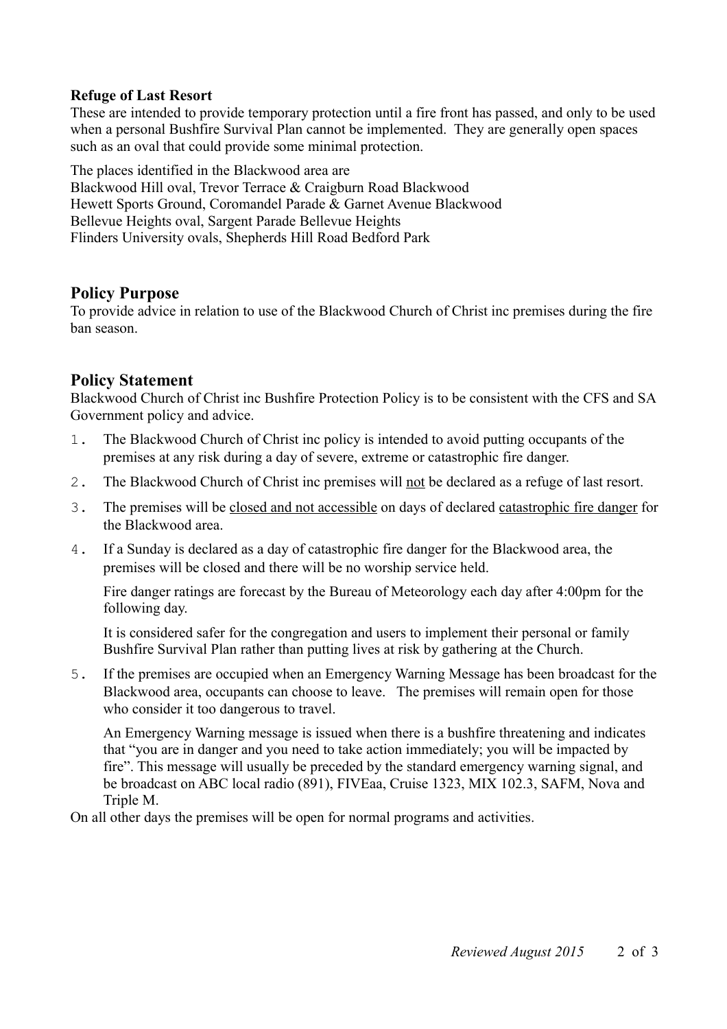**Refuge of Last Resort**
These are intended to provide temporary protection until a fire front has passed, and only to be used when a personal Bushfire Survival Plan cannot be implemented. They are generally open spaces such as an oval that could provide some minimal protection.

The places identified in the Blackwood area are
Blackwood Hill oval, Trevor Terrace & Craigburn Road Blackwood
Hewett Sports Ground, Coromandel Parade & Garnet Avenue Blackwood
Bellevue Heights oval, Sargent Parade Bellevue Heights
Flinders University ovals, Shepherds Hill Road Bedford Park

## Policy Purpose

To provide advice in relation to use of the Blackwood Church of Christ inc premises during the fire ban season.

## Policy Statement

Blackwood Church of Christ inc Bushfire Protection Policy is to be consistent with the CFS and SA Government policy and advice.

1. The Blackwood Church of Christ inc policy is intended to avoid putting occupants of the premises at any risk during a day of severe, extreme or catastrophic fire danger.
2. The Blackwood Church of Christ inc premises will <u>not</u> be declared as a refuge of last resort.
3. The premises will be <u>closed and not accessible</u> on days of declared <u>catastrophic fire danger</u> for the Blackwood area.
4. If a Sunday is declared as a day of catastrophic fire danger for the Blackwood area, the premises will be closed and there will be no worship service held.

   Fire danger ratings are forecast by the Bureau of Meteorology each day after 4:00pm for the following day.

   It is considered safer for the congregation and users to implement their personal or family Bushfire Survival Plan rather than putting lives at risk by gathering at the Church.
5. If the premises are occupied when an Emergency Warning Message has been broadcast for the Blackwood area, occupants can choose to leave. The premises will remain open for those who consider it too dangerous to travel.

   An Emergency Warning message is issued when there is a bushfire threatening and indicates that "you are in danger and you need to take action immediately; you will be impacted by fire". This message will usually be preceded by the standard emergency warning signal, and be broadcast on ABC local radio (891), FIVEaa, Cruise 1323, MIX 102.3, SAFM, Nova and Triple M.

On all other days the premises will be open for normal programs and activities.

*Reviewed August 2015*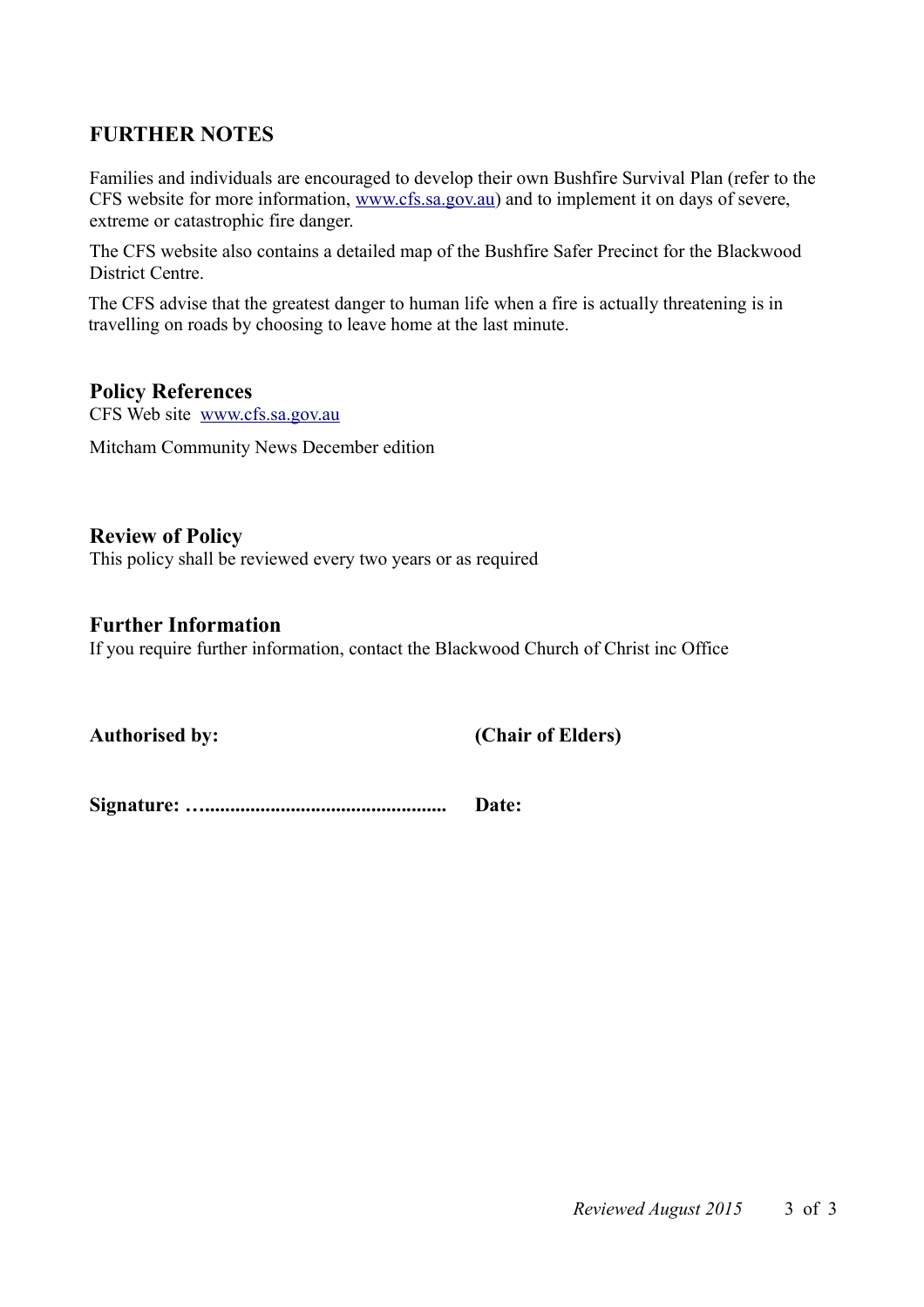## FURTHER NOTES

Families and individuals are encouraged to develop their own Bushfire Survival Plan (refer to the CFS website for more information, [www.cfs.sa.gov.au](http://www.cfs.sa.gov.au)) and to implement it on days of severe, extreme or catastrophic fire danger.

The CFS website also contains a detailed map of the Bushfire Safer Precinct for the Blackwood District Centre.

The CFS advise that the greatest danger to human life when a fire is actually threatening is in travelling on roads by choosing to leave home at the last minute.

### Policy References

CFS Web site [www.cfs.sa.gov.au](http://www.cfs.sa.gov.au)

Mitcham Community News December edition

### Review of Policy

This policy shall be reviewed every two years or as required

### Further Information

If you require further information, contact the Blackwood Church of Christ inc Office

**Authorised by:** **(Chair of Elders)**

**Signature: …..............................................** **Date:**

*Reviewed August 2015*